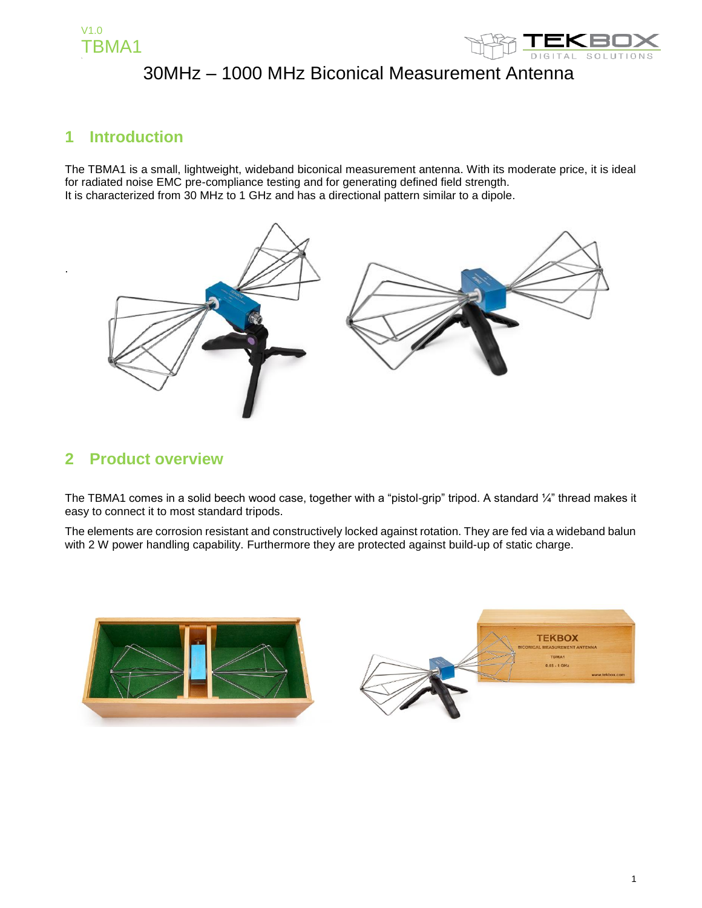# 30MHz – 1000 MHz Biconical Measurement Antenna

## 1 Introduction

The TBMA1 is a small, lightweight, wideband biconical measurement antenna. With its moderate price, it is ideal for radiated noise EMC pre-compliance testing and for generating defined field strength.
It is characterized from 30 MHz to 1 GHz and has a directional pattern similar to a dipole.

## 2 Product overview

The TBMA1 comes in a solid beech wood case, together with a "pistol-grip" tripod. A standard ¼" thread makes it easy to connect it to most standard tripods.

The elements are corrosion resistant and constructively locked against rotation. They are fed via a wideband balun with 2 W power handling capability. Furthermore they are protected against build-up of static charge.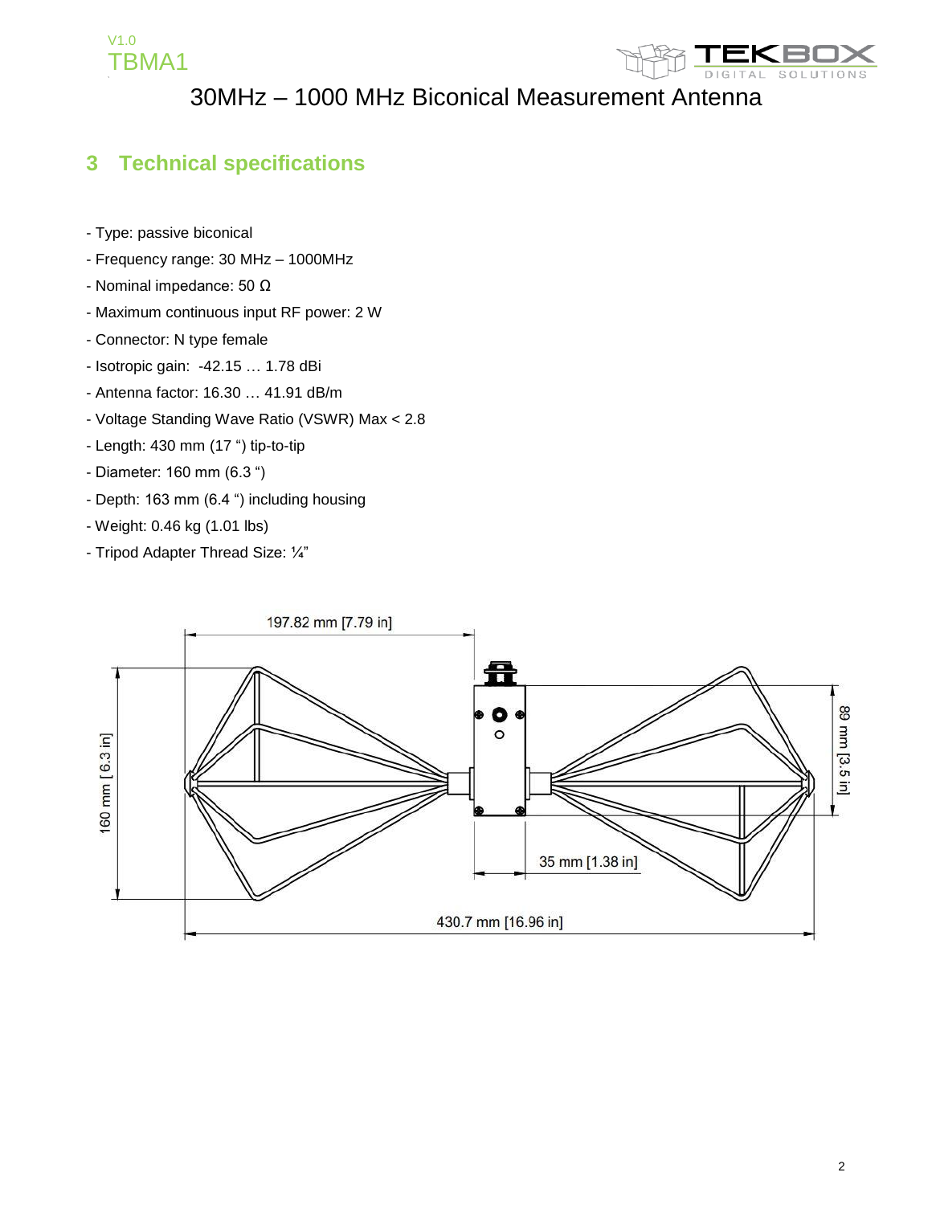# 3 Technical specifications

- Type: passive biconical
- Frequency range: 30 MHz – 1000MHz
- Nominal impedance: 50 Ω
- Maximum continuous input RF power: 2 W
- Connector: N type female
- Isotropic gain: -42.15 … 1.78 dBi
- Antenna factor: 16.30 … 41.91 dB/m
- Voltage Standing Wave Ratio (VSWR) Max < 2.8
- Length: 430 mm (17 ") tip-to-tip
- Diameter: 160 mm (6.3 ")
- Depth: 163 mm (6.4 ") including housing
- Weight: 0.46 kg (1.01 lbs)
- Tripod Adapter Thread Size: ¼"

197.82 mm [7.79 in]

160 mm [6.3 in]

89 mm [3.5 in]

35 mm [1.38 in]

430.7 mm [16.96 in]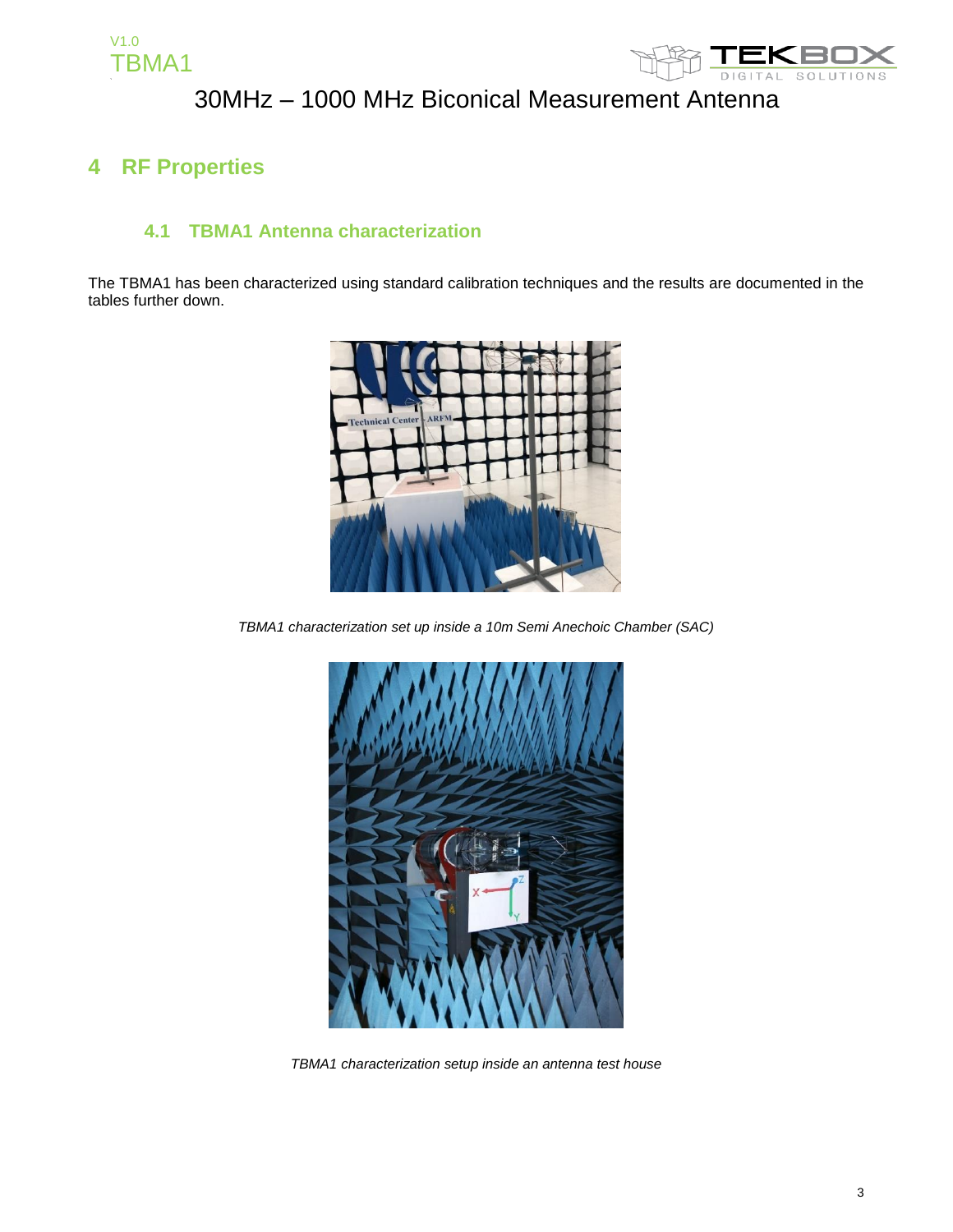# 4 RF Properties

## 4.1 TBMA1 Antenna characterization

The TBMA1 has been characterized using standard calibration techniques and the results are documented in the tables further down.

*TBMA1 characterization set up inside a 10m Semi Anechoic Chamber (SAC)*

*TBMA1 characterization setup inside an antenna test house*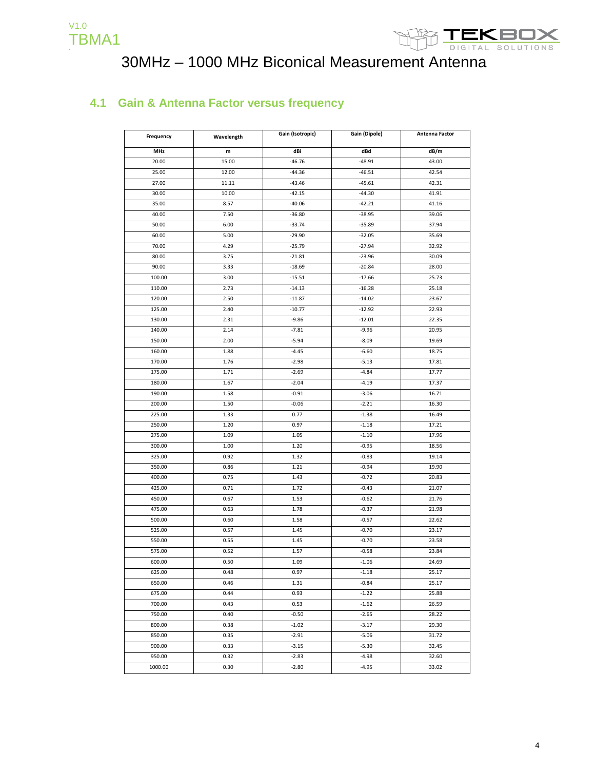# 30MHz – 1000 MHz Biconical Measurement Antenna

## 4.1 Gain & Antenna Factor versus frequency

| Frequency | Wavelength | Gain (Isotropic) | Gain (Dipole) | Antenna Factor |
|---|---|---|---|---|
| MHz | m | dBi | dBd | dB/m |
| 20.00 | 15.00 | -46.76 | -48.91 | 43.00 |
| 25.00 | 12.00 | -44.36 | -46.51 | 42.54 |
| 27.00 | 11.11 | -43.46 | -45.61 | 42.31 |
| 30.00 | 10.00 | -42.15 | -44.30 | 41.91 |
| 35.00 | 8.57 | -40.06 | -42.21 | 41.16 |
| 40.00 | 7.50 | -36.80 | -38.95 | 39.06 |
| 50.00 | 6.00 | -33.74 | -35.89 | 37.94 |
| 60.00 | 5.00 | -29.90 | -32.05 | 35.69 |
| 70.00 | 4.29 | -25.79 | -27.94 | 32.92 |
| 80.00 | 3.75 | -21.81 | -23.96 | 30.09 |
| 90.00 | 3.33 | -18.69 | -20.84 | 28.00 |
| 100.00 | 3.00 | -15.51 | -17.66 | 25.73 |
| 110.00 | 2.73 | -14.13 | -16.28 | 25.18 |
| 120.00 | 2.50 | -11.87 | -14.02 | 23.67 |
| 125.00 | 2.40 | -10.77 | -12.92 | 22.93 |
| 130.00 | 2.31 | -9.86 | -12.01 | 22.35 |
| 140.00 | 2.14 | -7.81 | -9.96 | 20.95 |
| 150.00 | 2.00 | -5.94 | -8.09 | 19.69 |
| 160.00 | 1.88 | -4.45 | -6.60 | 18.75 |
| 170.00 | 1.76 | -2.98 | -5.13 | 17.81 |
| 175.00 | 1.71 | -2.69 | -4.84 | 17.77 |
| 180.00 | 1.67 | -2.04 | -4.19 | 17.37 |
| 190.00 | 1.58 | -0.91 | -3.06 | 16.71 |
| 200.00 | 1.50 | -0.06 | -2.21 | 16.30 |
| 225.00 | 1.33 | 0.77 | -1.38 | 16.49 |
| 250.00 | 1.20 | 0.97 | -1.18 | 17.21 |
| 275.00 | 1.09 | 1.05 | -1.10 | 17.96 |
| 300.00 | 1.00 | 1.20 | -0.95 | 18.56 |
| 325.00 | 0.92 | 1.32 | -0.83 | 19.14 |
| 350.00 | 0.86 | 1.21 | -0.94 | 19.90 |
| 400.00 | 0.75 | 1.43 | -0.72 | 20.83 |
| 425.00 | 0.71 | 1.72 | -0.43 | 21.07 |
| 450.00 | 0.67 | 1.53 | -0.62 | 21.76 |
| 475.00 | 0.63 | 1.78 | -0.37 | 21.98 |
| 500.00 | 0.60 | 1.58 | -0.57 | 22.62 |
| 525.00 | 0.57 | 1.45 | -0.70 | 23.17 |
| 550.00 | 0.55 | 1.45 | -0.70 | 23.58 |
| 575.00 | 0.52 | 1.57 | -0.58 | 23.84 |
| 600.00 | 0.50 | 1.09 | -1.06 | 24.69 |
| 625.00 | 0.48 | 0.97 | -1.18 | 25.17 |
| 650.00 | 0.46 | 1.31 | -0.84 | 25.17 |
| 675.00 | 0.44 | 0.93 | -1.22 | 25.88 |
| 700.00 | 0.43 | 0.53 | -1.62 | 26.59 |
| 750.00 | 0.40 | -0.50 | -2.65 | 28.22 |
| 800.00 | 0.38 | -1.02 | -3.17 | 29.30 |
| 850.00 | 0.35 | -2.91 | -5.06 | 31.72 |
| 900.00 | 0.33 | -3.15 | -5.30 | 32.45 |
| 950.00 | 0.32 | -2.83 | -4.98 | 32.60 |
| 1000.00 | 0.30 | -2.80 | -4.95 | 33.02 |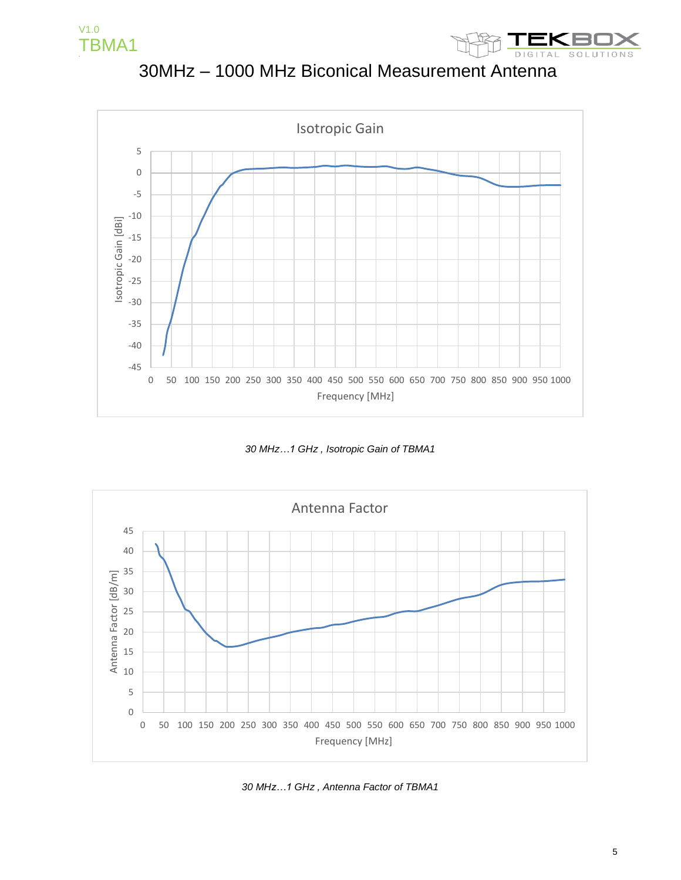# 30MHz – 1000 MHz Biconical Measurement Antenna

*30 MHz…1 GHz , Isotropic Gain of TBMA1*

*30 MHz…1 GHz , Antenna Factor of TBMA1*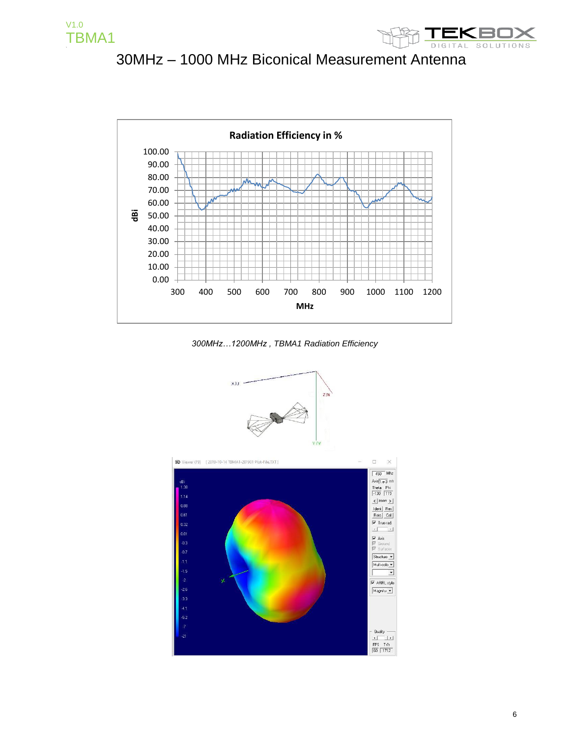# 30MHz – 1000 MHz Biconical Measurement Antenna

*300MHz…1200MHz , TBMA1 Radiation Efficiency*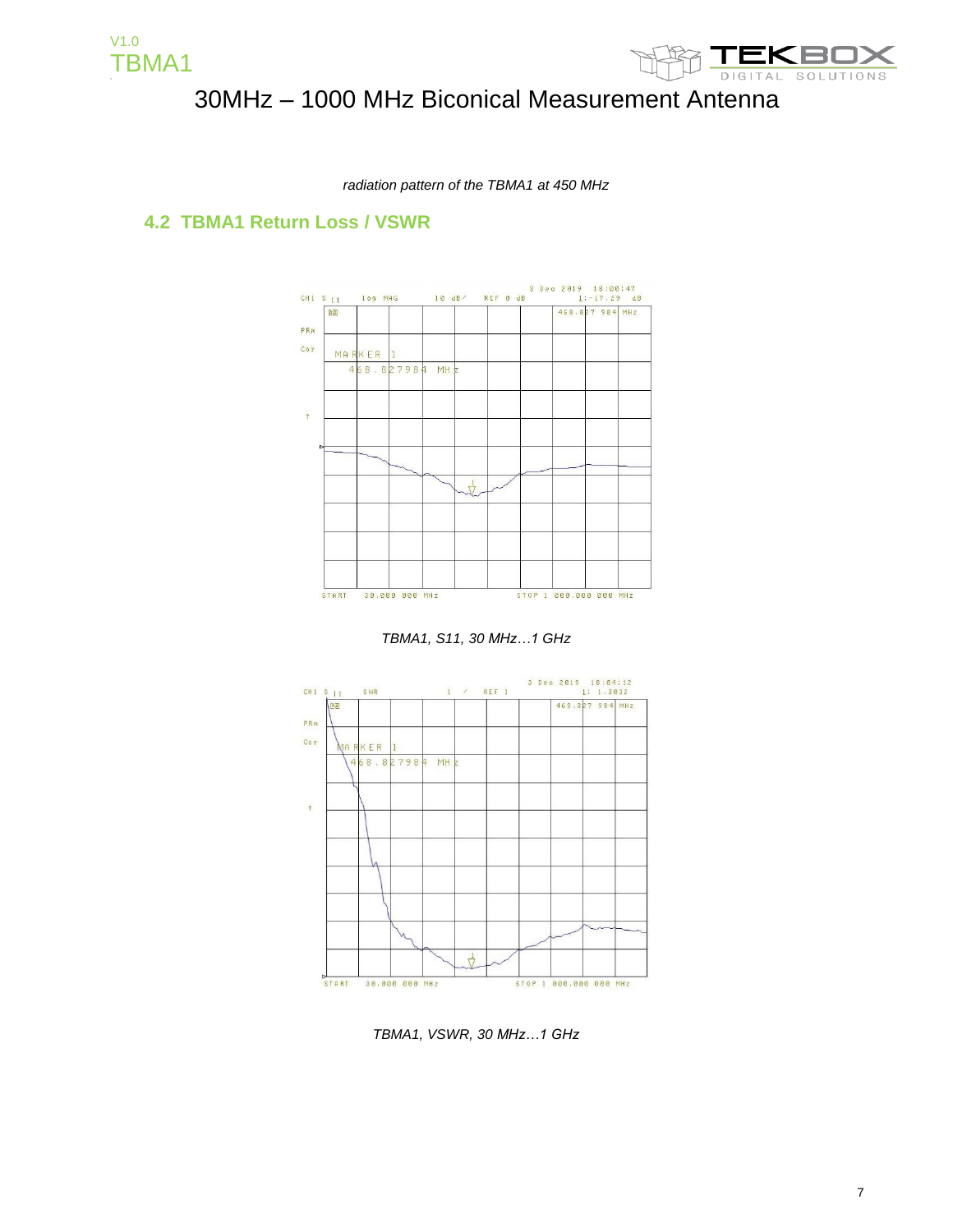*radiation pattern of the TBMA1 at 450 MHz*

## 4.2 TBMA1 Return Loss / VSWR

*TBMA1, S11, 30 MHz…1 GHz*

*TBMA1, VSWR, 30 MHz…1 GHz*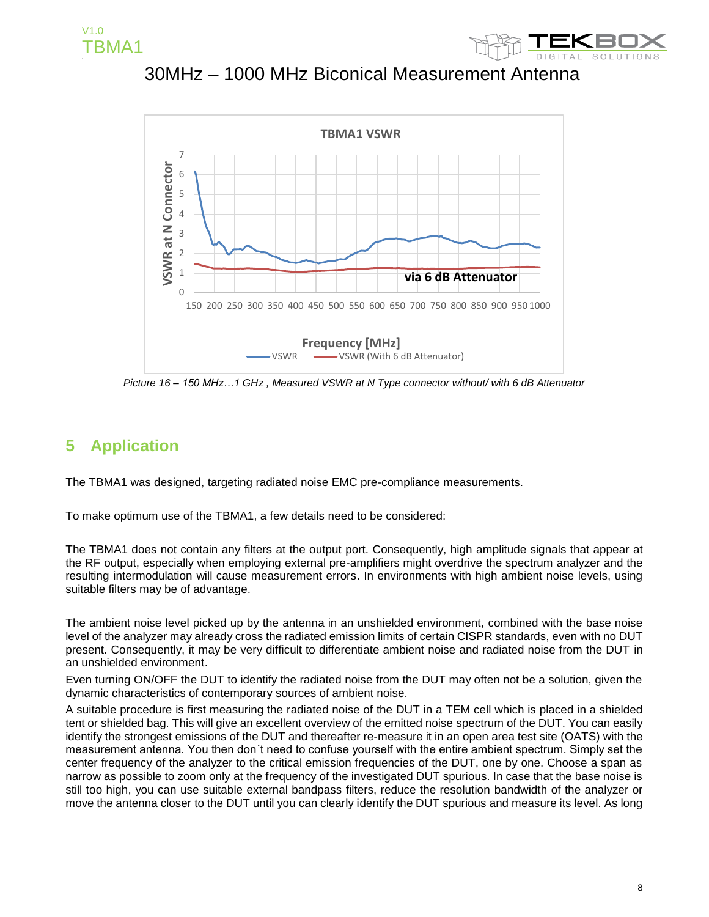# 30MHz – 1000 MHz Biconical Measurement Antenna

*Picture 16 – 150 MHz…1 GHz , Measured VSWR at N Type connector without/ with 6 dB Attenuator*

## 5 Application

The TBMA1 was designed, targeting radiated noise EMC pre-compliance measurements.

To make optimum use of the TBMA1, a few details need to be considered:

The TBMA1 does not contain any filters at the output port. Consequently, high amplitude signals that appear at the RF output, especially when employing external pre-amplifiers might overdrive the spectrum analyzer and the resulting intermodulation will cause measurement errors. In environments with high ambient noise levels, using suitable filters may be of advantage.

The ambient noise level picked up by the antenna in an unshielded environment, combined with the base noise level of the analyzer may already cross the radiated emission limits of certain CISPR standards, even with no DUT present. Consequently, it may be very difficult to differentiate ambient noise and radiated noise from the DUT in an unshielded environment.

Even turning ON/OFF the DUT to identify the radiated noise from the DUT may often not be a solution, given the dynamic characteristics of contemporary sources of ambient noise.

A suitable procedure is first measuring the radiated noise of the DUT in a TEM cell which is placed in a shielded tent or shielded bag. This will give an excellent overview of the emitted noise spectrum of the DUT. You can easily identify the strongest emissions of the DUT and thereafter re-measure it in an open area test site (OATS) with the measurement antenna. You then don´t need to confuse yourself with the entire ambient spectrum. Simply set the center frequency of the analyzer to the critical emission frequencies of the DUT, one by one. Choose a span as narrow as possible to zoom only at the frequency of the investigated DUT spurious. In case that the base noise is still too high, you can use suitable external bandpass filters, reduce the resolution bandwidth of the analyzer or move the antenna closer to the DUT until you can clearly identify the DUT spurious and measure its level. As long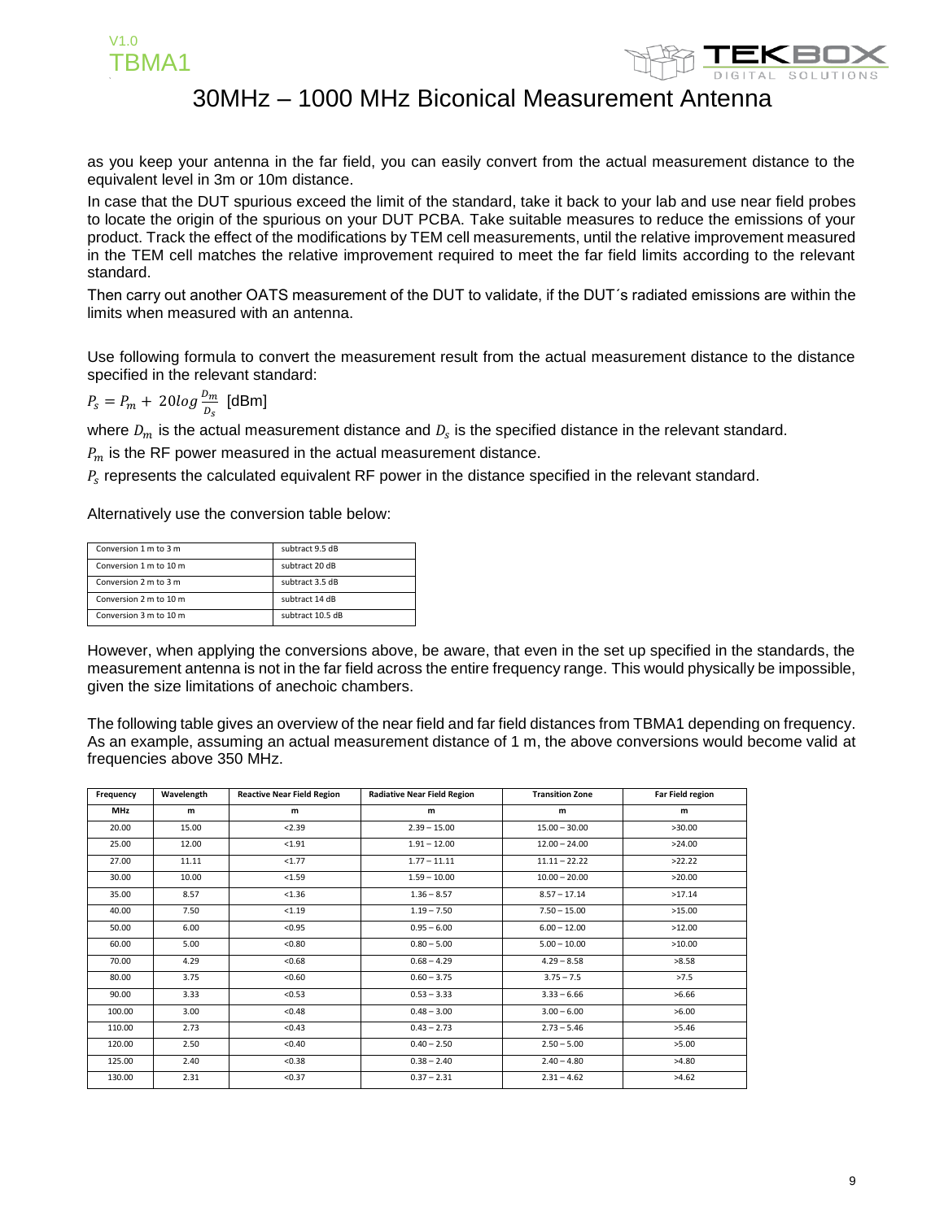as you keep your antenna in the far field, you can easily convert from the actual measurement distance to the equivalent level in 3m or 10m distance.

In case that the DUT spurious exceed the limit of the standard, take it back to your lab and use near field probes to locate the origin of the spurious on your DUT PCBA. Take suitable measures to reduce the emissions of your product. Track the effect of the modifications by TEM cell measurements, until the relative improvement measured in the TEM cell matches the relative improvement required to meet the far field limits according to the relevant standard.

Then carry out another OATS measurement of the DUT to validate, if the DUT´s radiated emissions are within the limits when measured with an antenna.

Use following formula to convert the measurement result from the actual measurement distance to the distance specified in the relevant standard:

$P_s = P_m + 20log\frac{D_m}{D_s}$ [dBm]

where $D_m$ is the actual measurement distance and $D_s$ is the specified distance in the relevant standard.

$P_m$ is the RF power measured in the actual measurement distance.

$P_s$ represents the calculated equivalent RF power in the distance specified in the relevant standard.

Alternatively use the conversion table below:

| | |
|---|---|
| Conversion 1 m to 3 m | subtract 9.5 dB |
| Conversion 1 m to 10 m | subtract 20 dB |
| Conversion 2 m to 3 m | subtract 3.5 dB |
| Conversion 2 m to 10 m | subtract 14 dB |
| Conversion 3 m to 10 m | subtract 10.5 dB |

However, when applying the conversions above, be aware, that even in the set up specified in the standards, the measurement antenna is not in the far field across the entire frequency range. This would physically be impossible, given the size limitations of anechoic chambers.

The following table gives an overview of the near field and far field distances from TBMA1 depending on frequency. As an example, assuming an actual measurement distance of 1 m, the above conversions would become valid at frequencies above 350 MHz.

| Frequency | Wavelength | Reactive Near Field Region | Radiative Near Field Region | Transition Zone | Far Field region |
|---|---|---|---|---|---|
| MHz | m | m | m | m | m |
| 20.00 | 15.00 | <2.39 | 2.39 – 15.00 | 15.00 – 30.00 | >30.00 |
| 25.00 | 12.00 | <1.91 | 1.91 – 12.00 | 12.00 – 24.00 | >24.00 |
| 27.00 | 11.11 | <1.77 | 1.77 – 11.11 | 11.11 – 22.22 | >22.22 |
| 30.00 | 10.00 | <1.59 | 1.59 – 10.00 | 10.00 – 20.00 | >20.00 |
| 35.00 | 8.57 | <1.36 | 1.36 – 8.57 | 8.57 – 17.14 | >17.14 |
| 40.00 | 7.50 | <1.19 | 1.19 – 7.50 | 7.50 – 15.00 | >15.00 |
| 50.00 | 6.00 | <0.95 | 0.95 – 6.00 | 6.00 – 12.00 | >12.00 |
| 60.00 | 5.00 | <0.80 | 0.80 – 5.00 | 5.00 – 10.00 | >10.00 |
| 70.00 | 4.29 | <0.68 | 0.68 – 4.29 | 4.29 – 8.58 | >8.58 |
| 80.00 | 3.75 | <0.60 | 0.60 – 3.75 | 3.75 – 7.5 | >7.5 |
| 90.00 | 3.33 | <0.53 | 0.53 – 3.33 | 3.33 – 6.66 | >6.66 |
| 100.00 | 3.00 | <0.48 | 0.48 – 3.00 | 3.00 – 6.00 | >6.00 |
| 110.00 | 2.73 | <0.43 | 0.43 – 2.73 | 2.73 – 5.46 | >5.46 |
| 120.00 | 2.50 | <0.40 | 0.40 – 2.50 | 2.50 – 5.00 | >5.00 |
| 125.00 | 2.40 | <0.38 | 0.38 – 2.40 | 2.40 – 4.80 | >4.80 |
| 130.00 | 2.31 | <0.37 | 0.37 – 2.31 | 2.31 – 4.62 | >4.62 |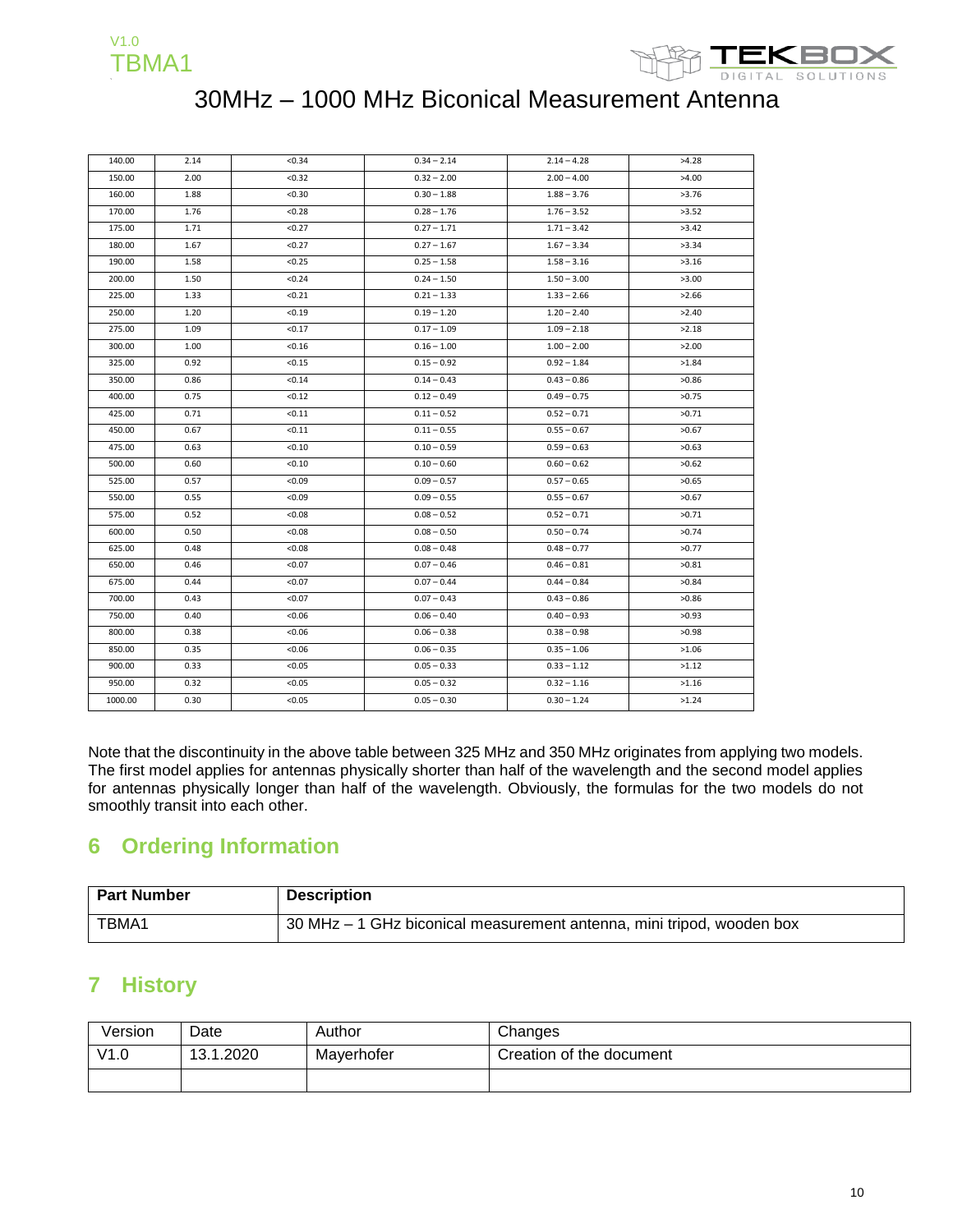| | | | | | |
|---|---|---|---|---|---|
| 140.00 | 2.14 | <0.34 | 0.34 – 2.14 | 2.14 – 4.28 | >4.28 |
| 150.00 | 2.00 | <0.32 | 0.32 – 2.00 | 2.00 – 4.00 | >4.00 |
| 160.00 | 1.88 | <0.30 | 0.30 – 1.88 | 1.88 – 3.76 | >3.76 |
| 170.00 | 1.76 | <0.28 | 0.28 – 1.76 | 1.76 – 3.52 | >3.52 |
| 175.00 | 1.71 | <0.27 | 0.27 – 1.71 | 1.71 – 3.42 | >3.42 |
| 180.00 | 1.67 | <0.27 | 0.27 – 1.67 | 1.67 – 3.34 | >3.34 |
| 190.00 | 1.58 | <0.25 | 0.25 – 1.58 | 1.58 – 3.16 | >3.16 |
| 200.00 | 1.50 | <0.24 | 0.24 – 1.50 | 1.50 – 3.00 | >3.00 |
| 225.00 | 1.33 | <0.21 | 0.21 – 1.33 | 1.33 – 2.66 | >2.66 |
| 250.00 | 1.20 | <0.19 | 0.19 – 1.20 | 1.20 – 2.40 | >2.40 |
| 275.00 | 1.09 | <0.17 | 0.17 – 1.09 | 1.09 – 2.18 | >2.18 |
| 300.00 | 1.00 | <0.16 | 0.16 – 1.00 | 1.00 – 2.00 | >2.00 |
| 325.00 | 0.92 | <0.15 | 0.15 – 0.92 | 0.92 – 1.84 | >1.84 |
| 350.00 | 0.86 | <0.14 | 0.14 – 0.43 | 0.43 – 0.86 | >0.86 |
| 400.00 | 0.75 | <0.12 | 0.12 – 0.49 | 0.49 – 0.75 | >0.75 |
| 425.00 | 0.71 | <0.11 | 0.11 – 0.52 | 0.52 – 0.71 | >0.71 |
| 450.00 | 0.67 | <0.11 | 0.11 – 0.55 | 0.55 – 0.67 | >0.67 |
| 475.00 | 0.63 | <0.10 | 0.10 – 0.59 | 0.59 – 0.63 | >0.63 |
| 500.00 | 0.60 | <0.10 | 0.10 – 0.60 | 0.60 – 0.62 | >0.62 |
| 525.00 | 0.57 | <0.09 | 0.09 – 0.57 | 0.57 – 0.65 | >0.65 |
| 550.00 | 0.55 | <0.09 | 0.09 – 0.55 | 0.55 – 0.67 | >0.67 |
| 575.00 | 0.52 | <0.08 | 0.08 – 0.52 | 0.52 – 0.71 | >0.71 |
| 600.00 | 0.50 | <0.08 | 0.08 – 0.50 | 0.50 – 0.74 | >0.74 |
| 625.00 | 0.48 | <0.08 | 0.08 – 0.48 | 0.48 – 0.77 | >0.77 |
| 650.00 | 0.46 | <0.07 | 0.07 – 0.46 | 0.46 – 0.81 | >0.81 |
| 675.00 | 0.44 | <0.07 | 0.07 – 0.44 | 0.44 – 0.84 | >0.84 |
| 700.00 | 0.43 | <0.07 | 0.07 – 0.43 | 0.43 – 0.86 | >0.86 |
| 750.00 | 0.40 | <0.06 | 0.06 – 0.40 | 0.40 – 0.93 | >0.93 |
| 800.00 | 0.38 | <0.06 | 0.06 – 0.38 | 0.38 – 0.98 | >0.98 |
| 850.00 | 0.35 | <0.06 | 0.06 – 0.35 | 0.35 – 1.06 | >1.06 |
| 900.00 | 0.33 | <0.05 | 0.05 – 0.33 | 0.33 – 1.12 | >1.12 |
| 950.00 | 0.32 | <0.05 | 0.05 – 0.32 | 0.32 – 1.16 | >1.16 |
| 1000.00 | 0.30 | <0.05 | 0.05 – 0.30 | 0.30 – 1.24 | >1.24 |

Note that the discontinuity in the above table between 325 MHz and 350 MHz originates from applying two models. The first model applies for antennas physically shorter than half of the wavelength and the second model applies for antennas physically longer than half of the wavelength. Obviously, the formulas for the two models do not smoothly transit into each other.

## 6 Ordering Information

| Part Number | Description |
|---|---|
| TBMA1 | 30 MHz – 1 GHz biconical measurement antenna, mini tripod, wooden box |

## 7 History

| Version | Date | Author | Changes |
|---|---|---|---|
| V1.0 | 13.1.2020 | Mayerhofer | Creation of the document |
| | | | |